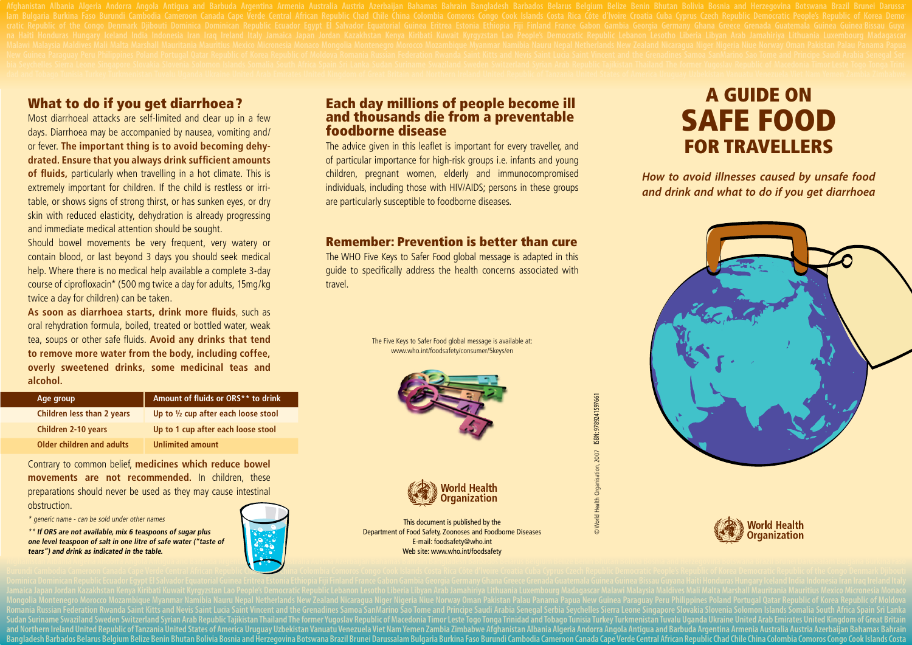# A GUIDE ON SAFE FOOD FOR TRAVELLERS

***How to avoid illnesses caused by unsafe food and drink and what to do if you get diarrhoea***

## Each day millions of people become ill and thousands die from a preventable foodborne disease

The advice given in this leaflet is important for every traveller, and of particular importance for high-risk groups i.e. infants and young children, pregnant women, elderly and immunocompromised individuals, including those with HIV/AIDS; persons in these groups are particularly susceptible to foodborne diseases.

## Remember: Prevention is better than cure

The WHO Five Keys to Safer Food global message is adapted in this guide to specifically address the health concerns associated with travel.

The Five Keys to Safer Food global message is available at: www.who.int/foodsafety/consumer/5keys/en

World Health Organization

This document is published by the Department of Food Safety, Zoonoses and Foodborne Diseases
E-mail: foodsafety@who.int
Web site: www.who.int/foodsafety

© World Health Organisation, 2007 ISBN: 9789241597661

## What to do if you get diarrhoea?

Most diarrhoeal attacks are self-limited and clear up in a few days. Diarrhoea may be accompanied by nausea, vomiting and/or fever. **The important thing is to avoid becoming dehydrated. Ensure that you always drink sufficient amounts of fluids,** particularly when travelling in a hot climate. This is extremely important for children. If the child is restless or irritable, or shows signs of strong thirst, or has sunken eyes, or dry skin with reduced elasticity, dehydration is already progressing and immediate medical attention should be sought.

Should bowel movements be very frequent, very watery or contain blood, or last beyond 3 days you should seek medical help. Where there is no medical help available a complete 3-day course of ciprofloxacin* (500 mg twice a day for adults, 15mg/kg twice a day for children) can be taken.

**As soon as diarrhoea starts, drink more fluids**, such as oral rehydration formula, boiled, treated or bottled water, weak tea, soups or other safe fluids. **Avoid any drinks that tend to remove more water from the body, including coffee, overly sweetened drinks, some medicinal teas and alcohol.**

| Age group | Amount of fluids or ORS** to drink |
|---|---|
| Children less than 2 years | Up to ½ cup after each loose stool |
| Children 2-10 years | Up to 1 cup after each loose stool |
| Older children and adults | Unlimited amount |

Contrary to common belief, **medicines which reduce bowel movements are not recommended.** In children, these preparations should never be used as they may cause intestinal obstruction.

*\* generic name - can be sold under other names*

***\*\* If ORS are not available, mix 6 teaspoons of sugar plus one level teaspoon of salt in one litre of safe water ("taste of tears") and drink as indicated in the table.***

World Health Organization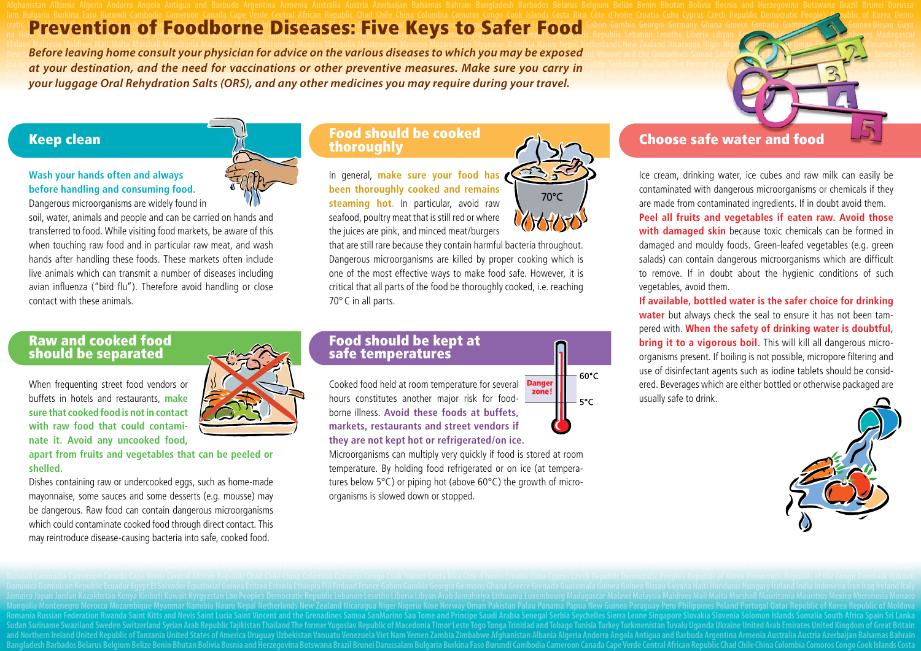# Prevention of Foodborne Diseases: Five Keys to Safer Food

*Before leaving home consult your physician for advice on the various diseases to which you may be exposed at your destination, and the need for vaccinations or other preventive measures. Make sure you carry in your luggage Oral Rehydration Salts (ORS), and any other medicines you may require during your travel.*

## Keep clean

**Wash your hands often and always before handling and consuming food.** Dangerous microorganisms are widely found in soil, water, animals and people and can be carried on hands and transferred to food. While visiting food markets, be aware of this when touching raw food and in particular raw meat, and wash hands after handling these foods. These markets often include live animals which can transmit a number of diseases including avian influenza ("bird flu"). Therefore avoid handling or close contact with these animals.

## Raw and cooked food should be separated

When frequenting street food vendors or buffets in hotels and restaurants, **make sure that cooked food is not in contact with raw food that could contaminate it. Avoid any uncooked food, apart from fruits and vegetables that can be peeled or shelled.**

Dishes containing raw or undercooked eggs, such as home-made mayonnaise, some sauces and some desserts (e.g. mousse) may be dangerous. Raw food can contain dangerous microorganisms which could contaminate cooked food through direct contact. This may reintroduce disease-causing bacteria into safe, cooked food.

## Food should be cooked thoroughly

In general, **make sure your food has been thoroughly cooked and remains steaming hot**. In particular, avoid raw seafood, poultry meat that is still red or where the juices are pink, and minced meat/burgers that are still rare because they contain harmful bacteria throughout. Dangerous microorganisms are killed by proper cooking which is one of the most effective ways to make food safe. However, it is critical that all parts of the food be thoroughly cooked, i.e. reaching 70° C in all parts.

70°C

## Food should be kept at safe temperatures

Cooked food held at room temperature for several hours constitutes another major risk for foodborne illness. **Avoid these foods at buffets, markets, restaurants and street vendors if they are not kept hot or refrigerated/on ice.**

Danger zone!
60°C
5°C

Microorganisms can multiply very quickly if food is stored at room temperature. By holding food refrigerated or on ice (at temperatures below 5°C) or piping hot (above 60°C) the growth of microorganisms is slowed down or stopped.

## Choose safe water and food

Ice cream, drinking water, ice cubes and raw milk can easily be contaminated with dangerous microorganisms or chemicals if they are made from contaminated ingredients. If in doubt avoid them.

**Peel all fruits and vegetables if eaten raw. Avoid those with damaged skin** because toxic chemicals can be formed in damaged and mouldy foods. Green-leafed vegetables (e.g. green salads) can contain dangerous microorganisms which are difficult to remove. If in doubt about the hygienic conditions of such vegetables, avoid them.

**If available, bottled water is the safer choice for drinking water** but always check the seal to ensure it has not been tampered with. **When the safety of drinking water is doubtful, bring it to a vigorous boil.** This will kill all dangerous microorganisms present. If boiling is not possible, micropore filtering and use of disinfectant agents such as iodine tablets should be considered. Beverages which are either bottled or otherwise packaged are usually safe to drink.